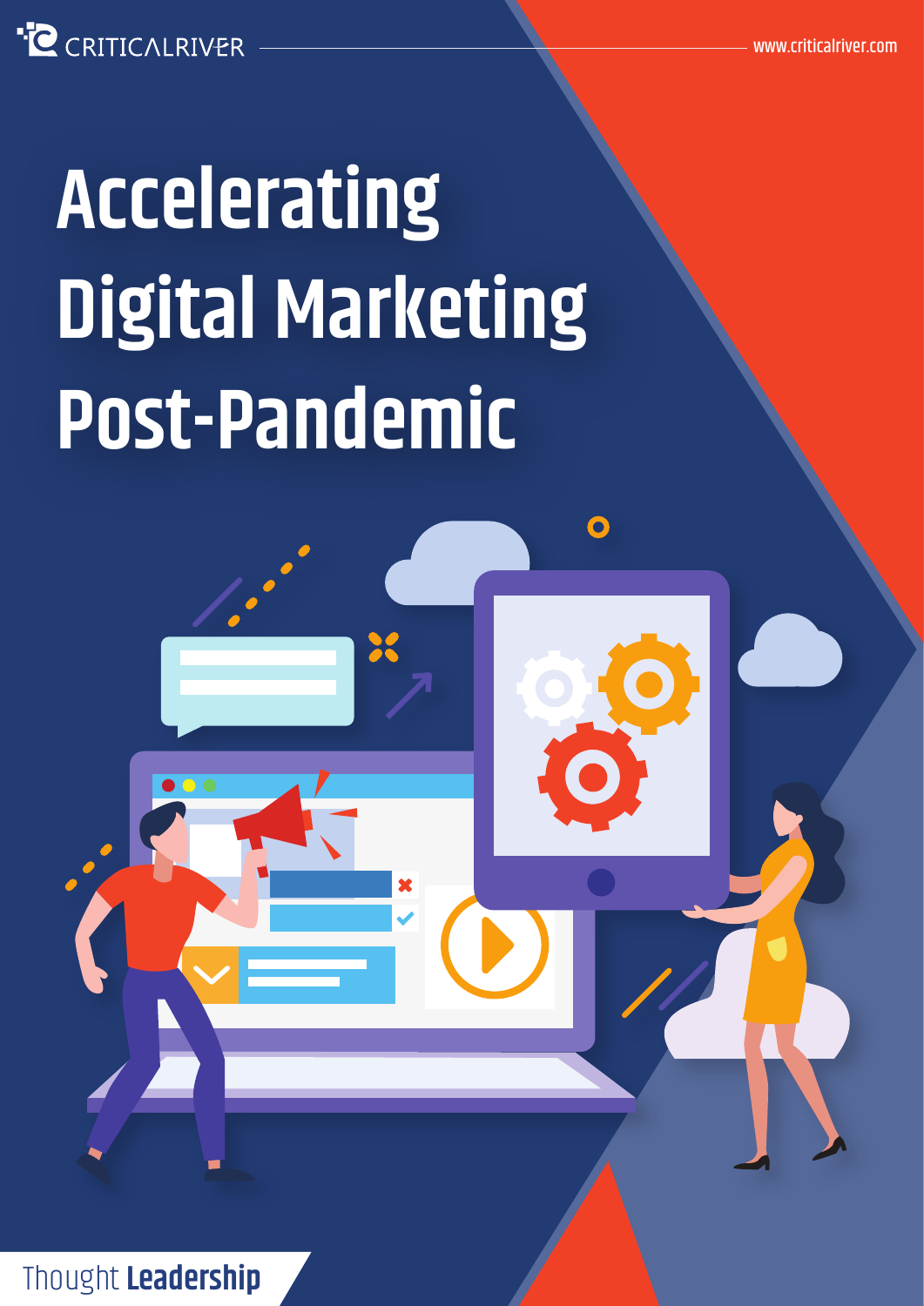CRITICALRIVER

www.criticalriver.com

# Accelerating Digital Marketing Post-Pandemic

Thought **Leadership**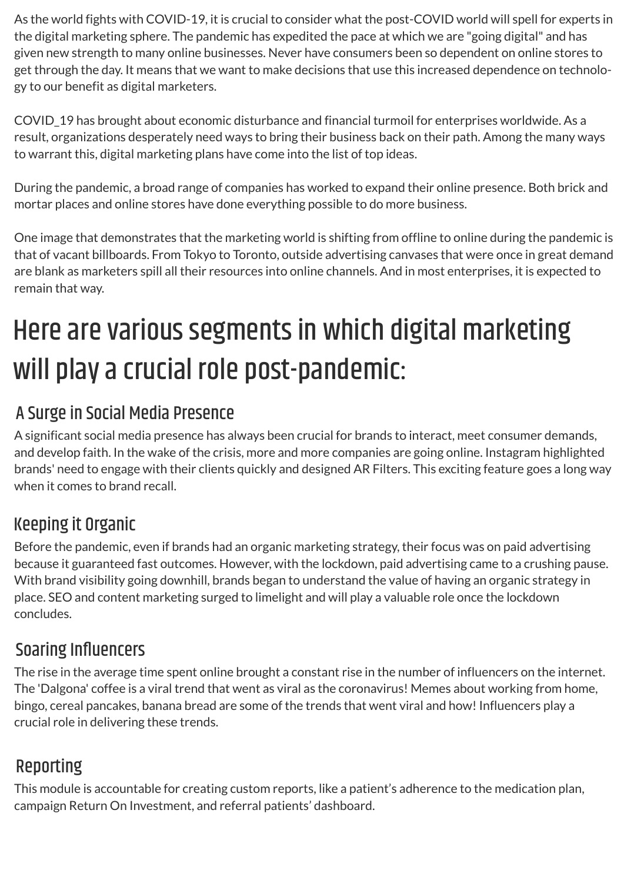As the world fights with COVID-19, it is crucial to consider what the post-COVID world will spell for experts in the digital marketing sphere. The pandemic has expedited the pace at which we are "going digital" and has given new strength to many online businesses. Never have consumers been so dependent on online stores to get through the day. It means that we want to make decisions that use this increased dependence on technology to our benefit as digital marketers.

COVID_19 has brought about economic disturbance and financial turmoil for enterprises worldwide. As a result, organizations desperately need ways to bring their business back on their path. Among the many ways to warrant this, digital marketing plans have come into the list of top ideas.

During the pandemic, a broad range of companies has worked to expand their online presence. Both brick and mortar places and online stores have done everything possible to do more business.

One image that demonstrates that the marketing world is shifting from offline to online during the pandemic is that of vacant billboards. From Tokyo to Toronto, outside advertising canvases that were once in great demand are blank as marketers spill all their resources into online channels. And in most enterprises, it is expected to remain that way.

# Here are various segments in which digital marketing will play a crucial role post-pandemic:

## A Surge in Social Media Presence

A significant social media presence has always been crucial for brands to interact, meet consumer demands, and develop faith. In the wake of the crisis, more and more companies are going online. Instagram highlighted brands' need to engage with their clients quickly and designed AR Filters. This exciting feature goes a long way when it comes to brand recall.

## Keeping it Organic

Before the pandemic, even if brands had an organic marketing strategy, their focus was on paid advertising because it guaranteed fast outcomes. However, with the lockdown, paid advertising came to a crushing pause. With brand visibility going downhill, brands began to understand the value of having an organic strategy in place. SEO and content marketing surged to limelight and will play a valuable role once the lockdown concludes.

## Soaring Influencers

The rise in the average time spent online brought a constant rise in the number of influencers on the internet. The 'Dalgona' coffee is a viral trend that went as viral as the coronavirus! Memes about working from home, bingo, cereal pancakes, banana bread are some of the trends that went viral and how! Influencers play a crucial role in delivering these trends.

## Reporting

This module is accountable for creating custom reports, like a patient's adherence to the medication plan, campaign Return On Investment, and referral patients' dashboard.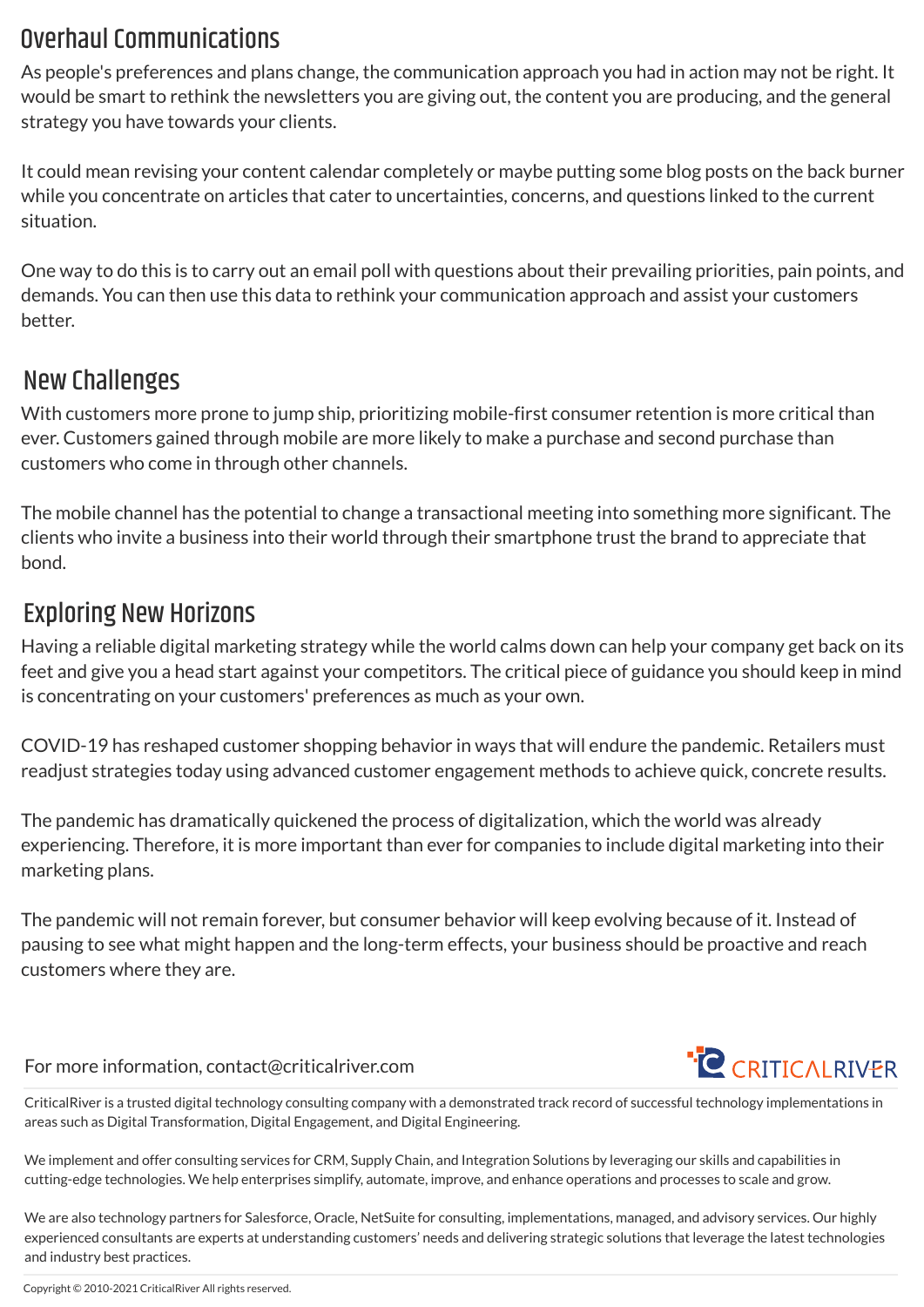## Overhaul Communications

As people's preferences and plans change, the communication approach you had in action may not be right. It would be smart to rethink the newsletters you are giving out, the content you are producing, and the general strategy you have towards your clients.

It could mean revising your content calendar completely or maybe putting some blog posts on the back burner while you concentrate on articles that cater to uncertainties, concerns, and questions linked to the current situation.

One way to do this is to carry out an email poll with questions about their prevailing priorities, pain points, and demands. You can then use this data to rethink your communication approach and assist your customers better.

## New Challenges

With customers more prone to jump ship, prioritizing mobile-first consumer retention is more critical than ever. Customers gained through mobile are more likely to make a purchase and second purchase than customers who come in through other channels.

The mobile channel has the potential to change a transactional meeting into something more significant. The clients who invite a business into their world through their smartphone trust the brand to appreciate that bond.

## Exploring New Horizons

Having a reliable digital marketing strategy while the world calms down can help your company get back on its feet and give you a head start against your competitors. The critical piece of guidance you should keep in mind is concentrating on your customers' preferences as much as your own.

COVID-19 has reshaped customer shopping behavior in ways that will endure the pandemic. Retailers must readjust strategies today using advanced customer engagement methods to achieve quick, concrete results.

The pandemic has dramatically quickened the process of digitalization, which the world was already experiencing. Therefore, it is more important than ever for companies to include digital marketing into their marketing plans.

The pandemic will not remain forever, but consumer behavior will keep evolving because of it. Instead of pausing to see what might happen and the long-term effects, your business should be proactive and reach customers where they are.

For more information, contact@criticalriver.com

CRITICALRIVER

CriticalRiver is a trusted digital technology consulting company with a demonstrated track record of successful technology implementations in areas such as Digital Transformation, Digital Engagement, and Digital Engineering.

We implement and offer consulting services for CRM, Supply Chain, and Integration Solutions by leveraging our skills and capabilities in cutting-edge technologies. We help enterprises simplify, automate, improve, and enhance operations and processes to scale and grow.

We are also technology partners for Salesforce, Oracle, NetSuite for consulting, implementations, managed, and advisory services. Our highly experienced consultants are experts at understanding customers' needs and delivering strategic solutions that leverage the latest technologies and industry best practices.

Copyright © 2010-2021 CriticalRiver All rights reserved.